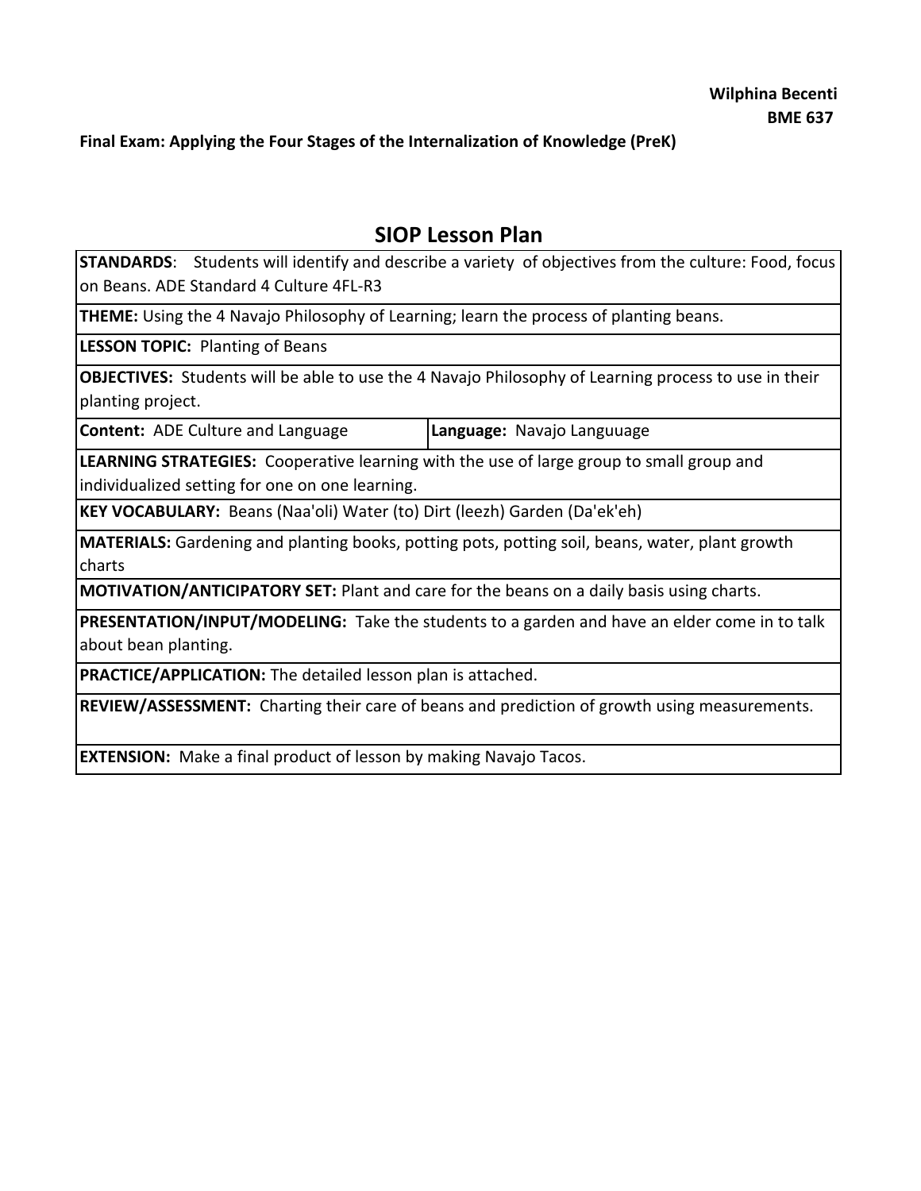**Wilphina Becenti**
**BME 637**

**Final Exam: Applying the Four Stages of the Internalization of Knowledge (PreK)**

## SIOP Lesson Plan

| | |
|---|---|
| **STANDARDS**: Students will identify and describe a variety of objectives from the culture: Food, focus on Beans. ADE Standard 4 Culture 4FL-R3 | |
| **THEME:** Using the 4 Navajo Philosophy of Learning; learn the process of planting beans. | |
| **LESSON TOPIC:** Planting of Beans | |
| **OBJECTIVES:** Students will be able to use the 4 Navajo Philosophy of Learning process to use in their planting project. | |
| **Content:** ADE Culture and Language | **Language:** Navajo Languuage |
| **LEARNING STRATEGIES:** Cooperative learning with the use of large group to small group and individualized setting for one on one learning. | |
| **KEY VOCABULARY:** Beans (Naa'oli) Water (to) Dirt (leezh) Garden (Da'ek'eh) | |
| **MATERIALS:** Gardening and planting books, potting pots, potting soil, beans, water, plant growth charts | |
| **MOTIVATION/ANTICIPATORY SET:** Plant and care for the beans on a daily basis using charts. | |
| **PRESENTATION/INPUT/MODELING:** Take the students to a garden and have an elder come in to talk about bean planting. | |
| **PRACTICE/APPLICATION:** The detailed lesson plan is attached. | |
| **REVIEW/ASSESSMENT:** Charting their care of beans and prediction of growth using measurements. | |
| **EXTENSION:** Make a final product of lesson by making Navajo Tacos. | |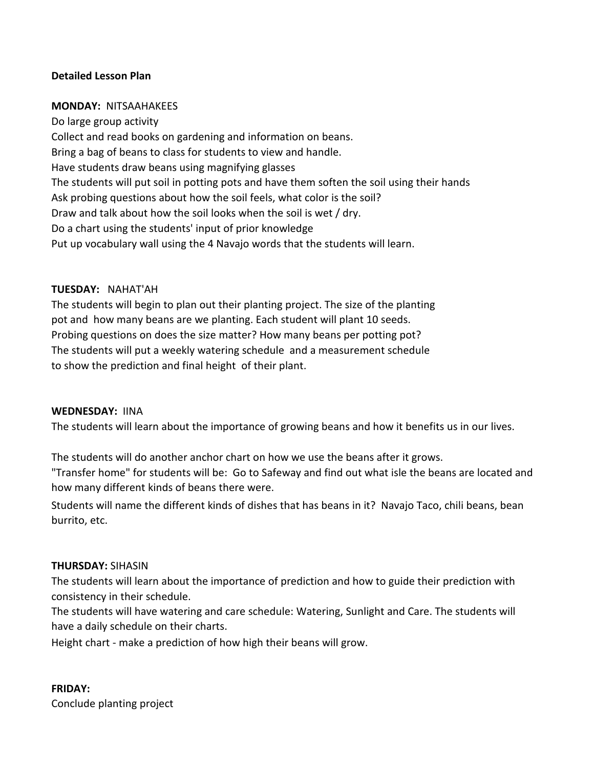**Detailed Lesson Plan**

**MONDAY:** NITSAAHAKEES
Do large group activity
Collect and read books on gardening and information on beans.
Bring a bag of beans to class for students to view and handle.
Have students draw beans using magnifying glasses
The students will put soil in potting pots and have them soften the soil using their hands
Ask probing questions about how the soil feels, what color is the soil?
Draw and talk about how the soil looks when the soil is wet / dry.
Do a chart using the students' input of prior knowledge
Put up vocabulary wall using the 4 Navajo words that the students will learn.

**TUESDAY:** NAHAT'AH
The students will begin to plan out their planting project. The size of the planting pot and how many beans are we planting. Each student will plant 10 seeds.
Probing questions on does the size matter? How many beans per potting pot?
The students will put a weekly watering schedule and a measurement schedule to show the prediction and final height of their plant.

**WEDNESDAY:** IINA
The students will learn about the importance of growing beans and how it benefits us in our lives.

The students will do another anchor chart on how we use the beans after it grows.
"Transfer home" for students will be: Go to Safeway and find out what isle the beans are located and how many different kinds of beans there were.
Students will name the different kinds of dishes that has beans in it? Navajo Taco, chili beans, bean burrito, etc.

**THURSDAY:** SIHASIN
The students will learn about the importance of prediction and how to guide their prediction with consistency in their schedule.
The students will have watering and care schedule: Watering, Sunlight and Care. The students will have a daily schedule on their charts.
Height chart - make a prediction of how high their beans will grow.

**FRIDAY:**
Conclude planting project